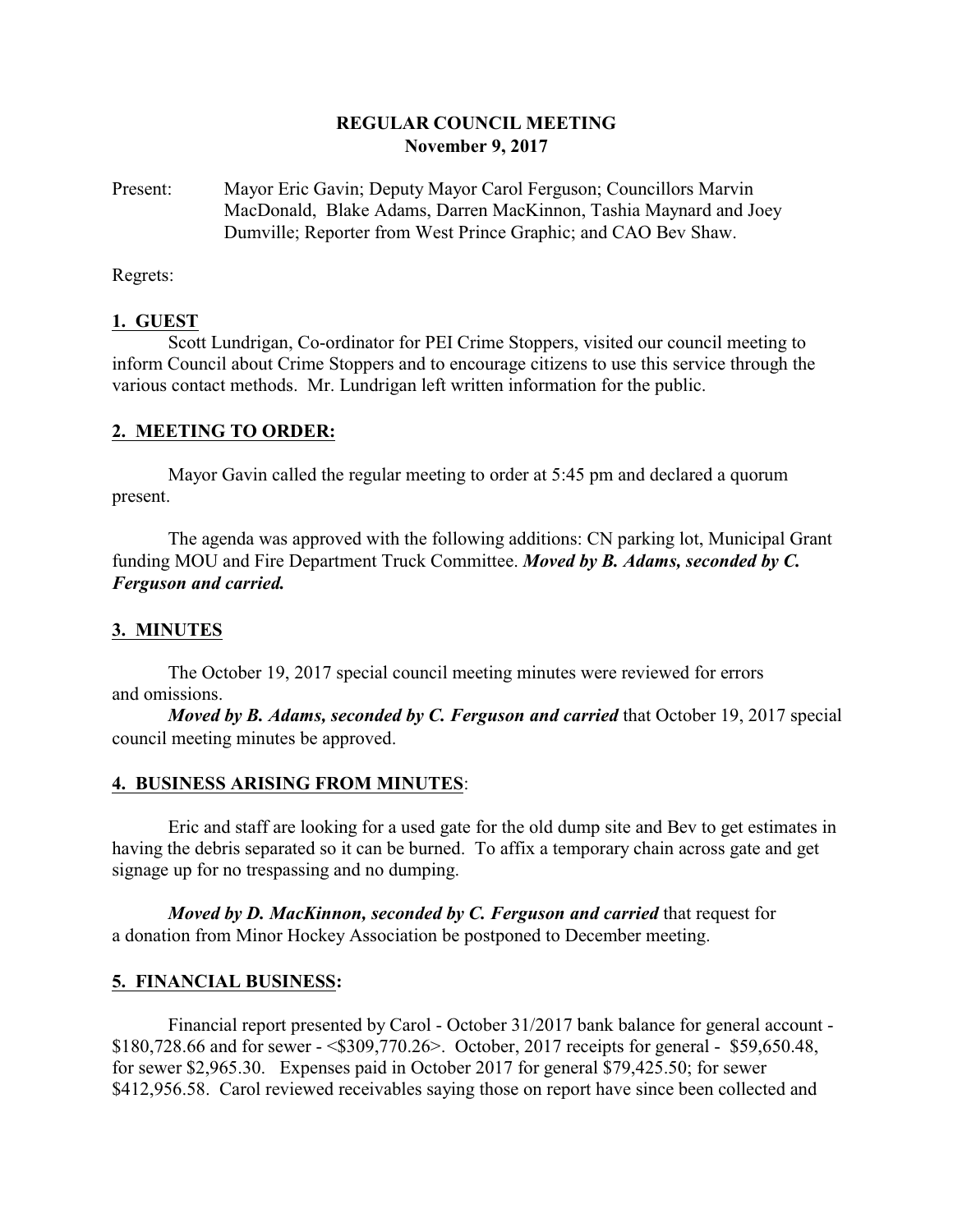# REGULAR COUNCIL MEETING
## November 9, 2017

Present: Mayor Eric Gavin; Deputy Mayor Carol Ferguson; Councillors Marvin MacDonald, Blake Adams, Darren MacKinnon, Tashia Maynard and Joey Dumville; Reporter from West Prince Graphic; and CAO Bev Shaw.

Regrets:

### 1. GUEST

Scott Lundrigan, Co-ordinator for PEI Crime Stoppers, visited our council meeting to inform Council about Crime Stoppers and to encourage citizens to use this service through the various contact methods. Mr. Lundrigan left written information for the public.

### 2. MEETING TO ORDER:

Mayor Gavin called the regular meeting to order at 5:45 pm and declared a quorum present.

The agenda was approved with the following additions: CN parking lot, Municipal Grant funding MOU and Fire Department Truck Committee. ***Moved by B. Adams, seconded by C. Ferguson and carried.***

### 3. MINUTES

The October 19, 2017 special council meeting minutes were reviewed for errors and omissions.

***Moved by B. Adams, seconded by C. Ferguson and carried*** that October 19, 2017 special council meeting minutes be approved.

### 4. BUSINESS ARISING FROM MINUTES:

Eric and staff are looking for a used gate for the old dump site and Bev to get estimates in having the debris separated so it can be burned. To affix a temporary chain across gate and get signage up for no trespassing and no dumping.

***Moved by D. MacKinnon, seconded by C. Ferguson and carried*** that request for a donation from Minor Hockey Association be postponed to December meeting.

### 5. FINANCIAL BUSINESS:

Financial report presented by Carol - October 31/2017 bank balance for general account - $180,728.66 and for sewer - <$309,770.26>. October, 2017 receipts for general - $59,650.48, for sewer $2,965.30. Expenses paid in October 2017 for general $79,425.50; for sewer $412,956.58. Carol reviewed receivables saying those on report have since been collected and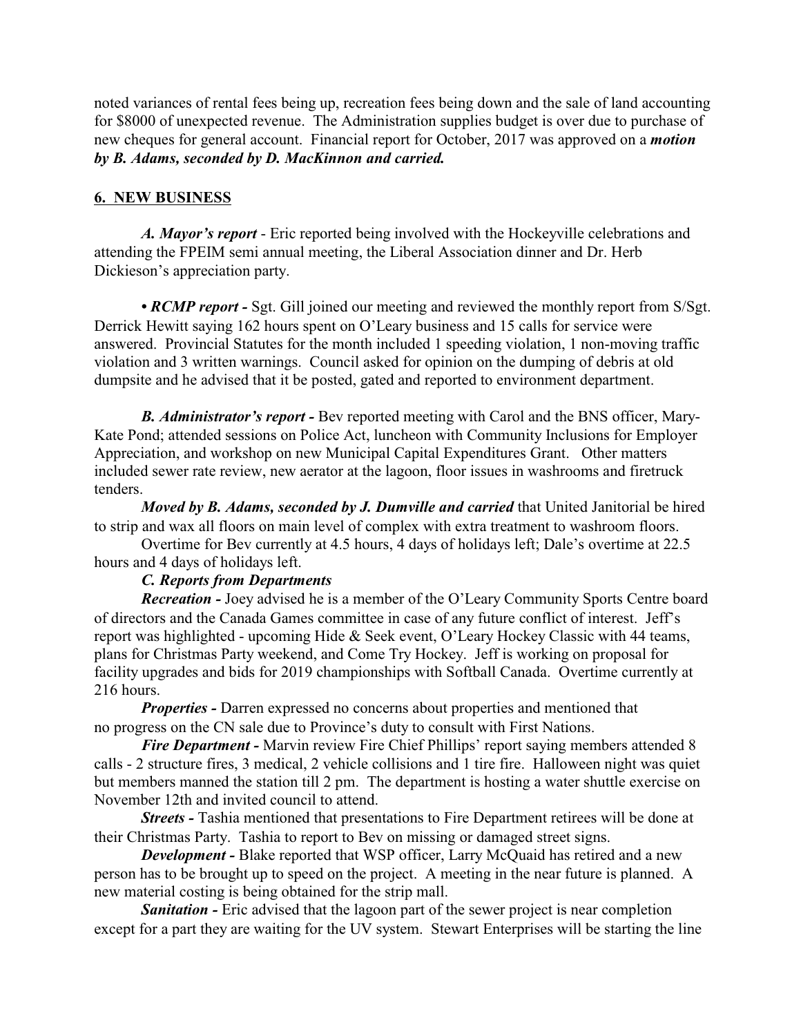noted variances of rental fees being up, recreation fees being down and the sale of land accounting for $8000 of unexpected revenue. The Administration supplies budget is over due to purchase of new cheques for general account. Financial report for October, 2017 was approved on a ***motion by B. Adams, seconded by D. MacKinnon and carried.***

## 6. NEW BUSINESS

***A. Mayor's report*** - Eric reported being involved with the Hockeyville celebrations and attending the FPEIM semi annual meeting, the Liberal Association dinner and Dr. Herb Dickieson's appreciation party.

• ***RCMP report -*** Sgt. Gill joined our meeting and reviewed the monthly report from S/Sgt. Derrick Hewitt saying 162 hours spent on O'Leary business and 15 calls for service were answered. Provincial Statutes for the month included 1 speeding violation, 1 non-moving traffic violation and 3 written warnings. Council asked for opinion on the dumping of debris at old dumpsite and he advised that it be posted, gated and reported to environment department.

***B. Administrator's report -*** Bev reported meeting with Carol and the BNS officer, Mary-Kate Pond; attended sessions on Police Act, luncheon with Community Inclusions for Employer Appreciation, and workshop on new Municipal Capital Expenditures Grant. Other matters included sewer rate review, new aerator at the lagoon, floor issues in washrooms and firetruck tenders.

***Moved by B. Adams, seconded by J. Dumville and carried*** that United Janitorial be hired to strip and wax all floors on main level of complex with extra treatment to washroom floors.

Overtime for Bev currently at 4.5 hours, 4 days of holidays left; Dale's overtime at 22.5 hours and 4 days of holidays left.

***C. Reports from Departments***

***Recreation -*** Joey advised he is a member of the O'Leary Community Sports Centre board of directors and the Canada Games committee in case of any future conflict of interest. Jeff's report was highlighted - upcoming Hide & Seek event, O'Leary Hockey Classic with 44 teams, plans for Christmas Party weekend, and Come Try Hockey. Jeff is working on proposal for facility upgrades and bids for 2019 championships with Softball Canada. Overtime currently at 216 hours.

***Properties -*** Darren expressed no concerns about properties and mentioned that no progress on the CN sale due to Province's duty to consult with First Nations.

***Fire Department -*** Marvin review Fire Chief Phillips' report saying members attended 8 calls - 2 structure fires, 3 medical, 2 vehicle collisions and 1 tire fire. Halloween night was quiet but members manned the station till 2 pm. The department is hosting a water shuttle exercise on November 12th and invited council to attend.

***Streets -*** Tashia mentioned that presentations to Fire Department retirees will be done at their Christmas Party. Tashia to report to Bev on missing or damaged street signs.

***Development -*** Blake reported that WSP officer, Larry McQuaid has retired and a new person has to be brought up to speed on the project. A meeting in the near future is planned. A new material costing is being obtained for the strip mall.

***Sanitation -*** Eric advised that the lagoon part of the sewer project is near completion except for a part they are waiting for the UV system. Stewart Enterprises will be starting the line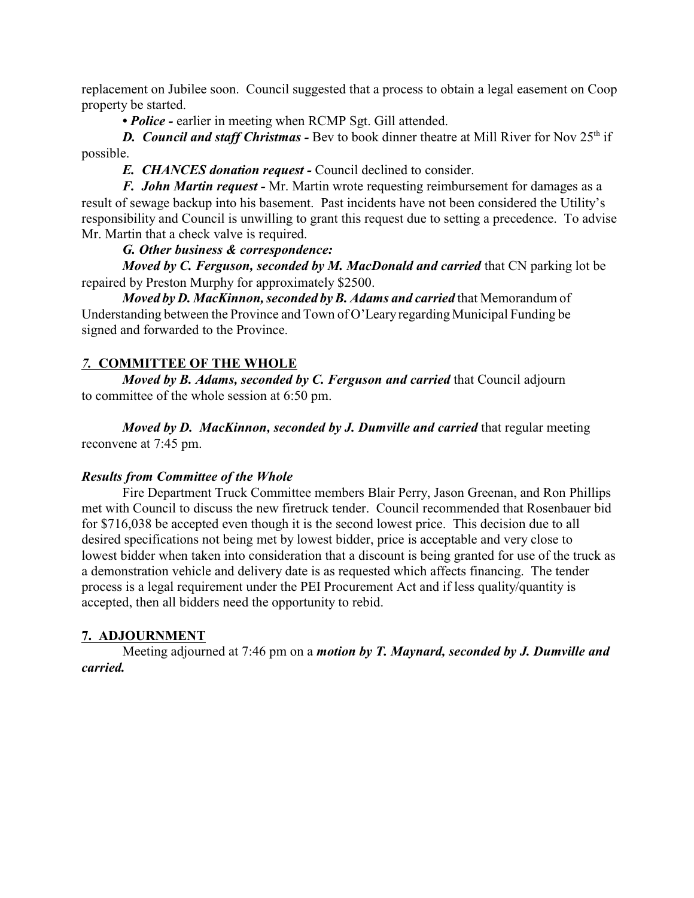replacement on Jubilee soon. Council suggested that a process to obtain a legal easement on Coop property be started.

• ***Police*** **-** earlier in meeting when RCMP Sgt. Gill attended.

***D. Council and staff Christmas*** **-** Bev to book dinner theatre at Mill River for Nov 25th if possible.

***E. CHANCES donation request*** **-** Council declined to consider.

***F. John Martin request*** **-** Mr. Martin wrote requesting reimbursement for damages as a result of sewage backup into his basement. Past incidents have not been considered the Utility's responsibility and Council is unwilling to grant this request due to setting a precedence. To advise Mr. Martin that a check valve is required.

***G. Other business & correspondence:***

***Moved by C. Ferguson, seconded by M. MacDonald and carried*** that CN parking lot be repaired by Preston Murphy for approximately $2500.

***Moved by D. MacKinnon, seconded by B. Adams and carried*** that Memorandum of Understanding between the Province and Town of O'Leary regarding Municipal Funding be signed and forwarded to the Province.

## *7.* COMMITTEE OF THE WHOLE

***Moved by B. Adams, seconded by C. Ferguson and carried*** that Council adjourn to committee of the whole session at 6:50 pm.

***Moved by D. MacKinnon, seconded by J. Dumville and carried*** that regular meeting reconvene at 7:45 pm.

### *Results from Committee of the Whole*

Fire Department Truck Committee members Blair Perry, Jason Greenan, and Ron Phillips met with Council to discuss the new firetruck tender. Council recommended that Rosenbauer bid for $716,038 be accepted even though it is the second lowest price. This decision due to all desired specifications not being met by lowest bidder, price is acceptable and very close to lowest bidder when taken into consideration that a discount is being granted for use of the truck as a demonstration vehicle and delivery date is as requested which affects financing. The tender process is a legal requirement under the PEI Procurement Act and if less quality/quantity is accepted, then all bidders need the opportunity to rebid.

## 7. ADJOURNMENT

Meeting adjourned at 7:46 pm on a ***motion by T. Maynard, seconded by J. Dumville and carried.***